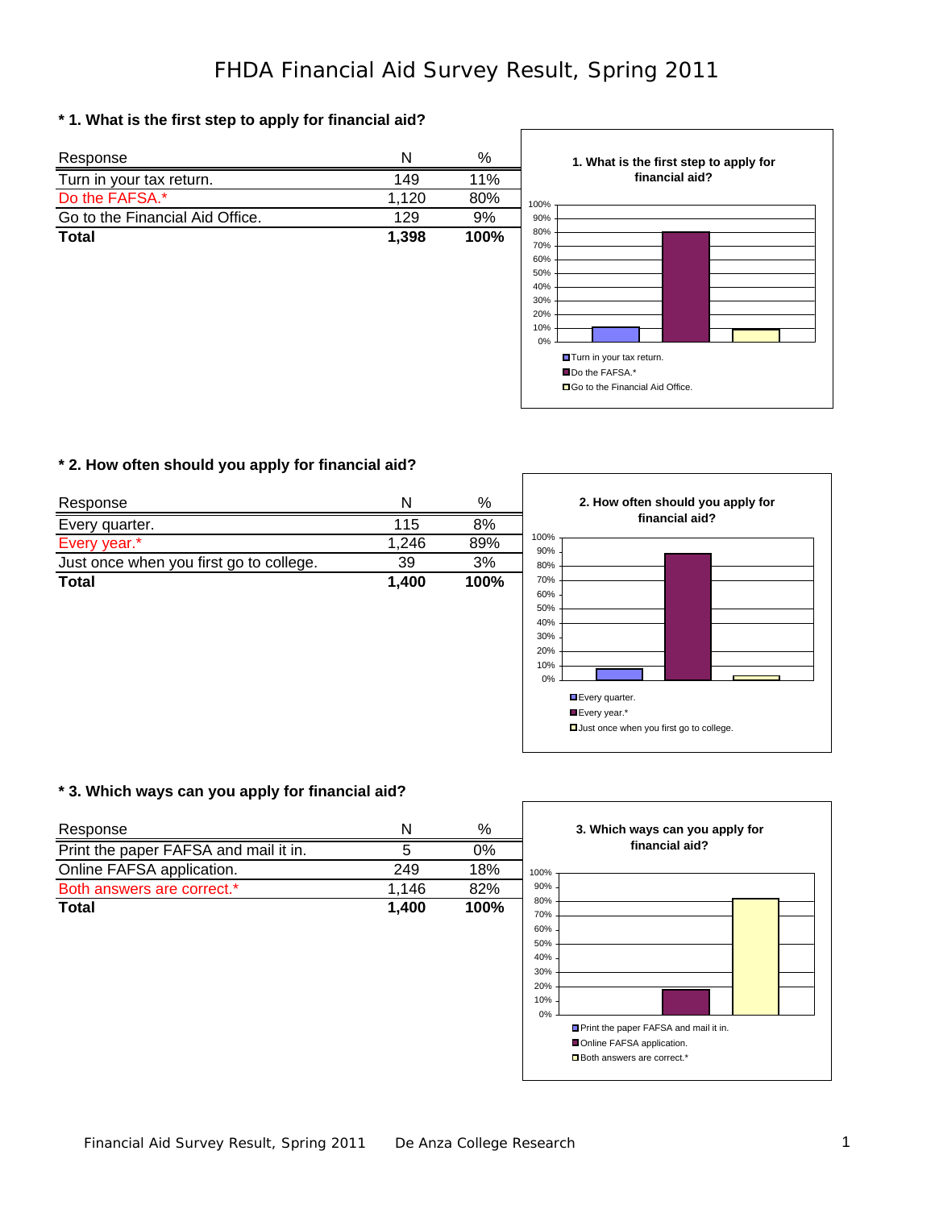# FHDA Financial Aid Survey Result, Spring 2011

**\* 1. What is the first step to apply for financial aid?**

| Response | N | % |
|---|---|---|
| Turn in your tax return. | 149 | 11% |
| Do the FAFSA.* | 1,120 | 80% |
| Go to the Financial Aid Office. | 129 | 9% |
| **Total** | **1,398** | **100%** |

**\* 2. How often should you apply for financial aid?**

| Response | N | % |
|---|---|---|
| Every quarter. | 115 | 8% |
| Every year.* | 1,246 | 89% |
| Just once when you first go to college. | 39 | 3% |
| **Total** | **1,400** | **100%** |

**\* 3. Which ways can you apply for financial aid?**

| Response | N | % |
|---|---|---|
| Print the paper FAFSA and mail it in. | 5 | 0% |
| Online FAFSA application. | 249 | 18% |
| Both answers are correct.* | 1,146 | 82% |
| **Total** | **1,400** | **100%** |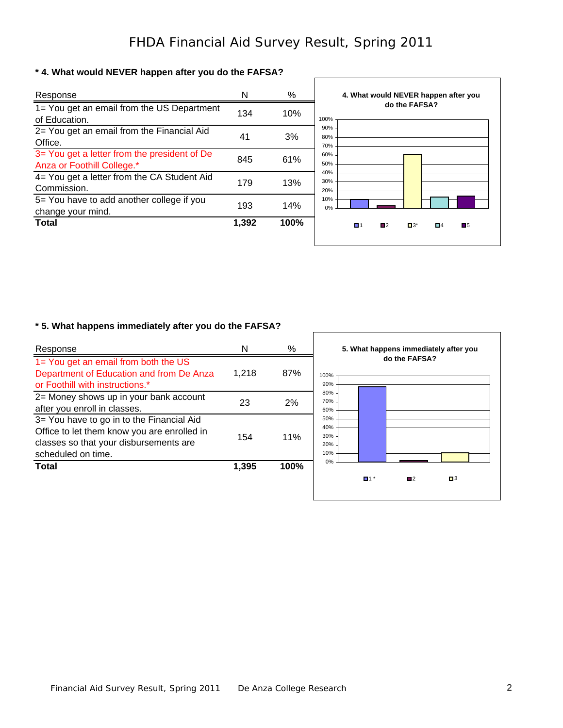# FHDA Financial Aid Survey Result, Spring 2011

**\* 4. What would NEVER happen after you do the FAFSA?**

| Response | N | % |
|---|---|---|
| 1= You get an email from the US Department of Education. | 134 | 10% |
| 2= You get an email from the Financial Aid Office. | 41 | 3% |
| 3= You get a letter from the president of De Anza or Foothill College.* | 845 | 61% |
| 4= You get a letter from the CA Student Aid Commission. | 179 | 13% |
| 5= You have to add another college if you change your mind. | 193 | 14% |
| **Total** | **1,392** | **100%** |

**\* 5. What happens immediately after you do the FAFSA?**

| Response | N | % |
|---|---|---|
| 1= You get an email from both the US Department of Education and from De Anza or Foothill with instructions.* | 1,218 | 87% |
| 2= Money shows up in your bank account after you enroll in classes. | 23 | 2% |
| 3= You have to go in to the Financial Aid Office to let them know you are enrolled in classes so that your disbursements are scheduled on time. | 154 | 11% |
| **Total** | **1,395** | **100%** |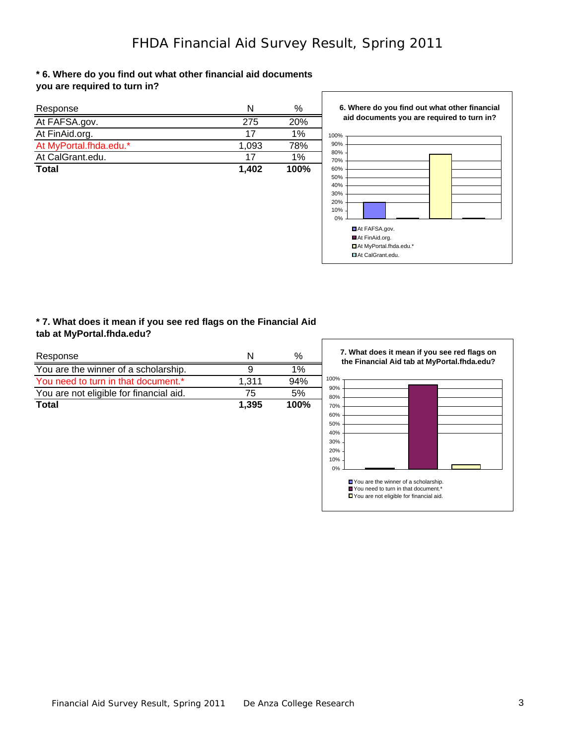# FHDA Financial Aid Survey Result, Spring 2011

**\* 6. Where do you find out what other financial aid documents you are required to turn in?**

| Response | N | % |
|---|---|---|
| At FAFSA.gov. | 275 | 20% |
| At FinAid.org. | 17 | 1% |
| At MyPortal.fhda.edu.* | 1,093 | 78% |
| At CalGrant.edu. | 17 | 1% |
| **Total** | **1,402** | **100%** |

**6. Where do you find out what other financial aid documents you are required to turn in?**

- At FAFSA.gov.
- At FinAid.org.
- At MyPortal.fhda.edu.*
- At CalGrant.edu.

**\* 7. What does it mean if you see red flags on the Financial Aid tab at MyPortal.fhda.edu?**

| Response | N | % |
|---|---|---|
| You are the winner of a scholarship. | 9 | 1% |
| You need to turn in that document.* | 1,311 | 94% |
| You are not eligible for financial aid. | 75 | 5% |
| **Total** | **1,395** | **100%** |

**7. What does it mean if you see red flags on the Financial Aid tab at MyPortal.fhda.edu?**

- You are the winner of a scholarship.
- You need to turn in that document.*
- You are not eligible for financial aid.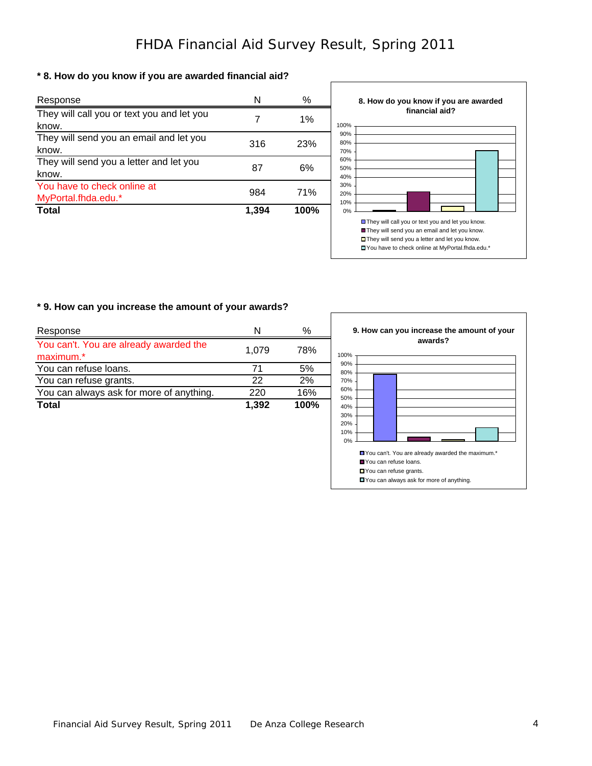# FHDA Financial Aid Survey Result, Spring 2011

**\* 8. How do you know if you are awarded financial aid?**

| Response | N | % |
|---|---|---|
| They will call you or text you and let you know. | 7 | 1% |
| They will send you an email and let you know. | 316 | 23% |
| They will send you a letter and let you know. | 87 | 6% |
| You have to check online at MyPortal.fhda.edu.* | 984 | 71% |
| **Total** | **1,394** | **100%** |

**8. How do you know if you are awarded financial aid?**

- They will call you or text you and let you know.
- They will send you an email and let you know.
- They will send you a letter and let you know.
- You have to check online at MyPortal.fhda.edu.*

**\* 9. How can you increase the amount of your awards?**

| Response | N | % |
|---|---|---|
| You can't. You are already awarded the maximum.* | 1,079 | 78% |
| You can refuse loans. | 71 | 5% |
| You can refuse grants. | 22 | 2% |
| You can always ask for more of anything. | 220 | 16% |
| **Total** | **1,392** | **100%** |

**9. How can you increase the amount of your awards?**

- You can't. You are already awarded the maximum.*
- You can refuse loans.
- You can refuse grants.
- You can always ask for more of anything.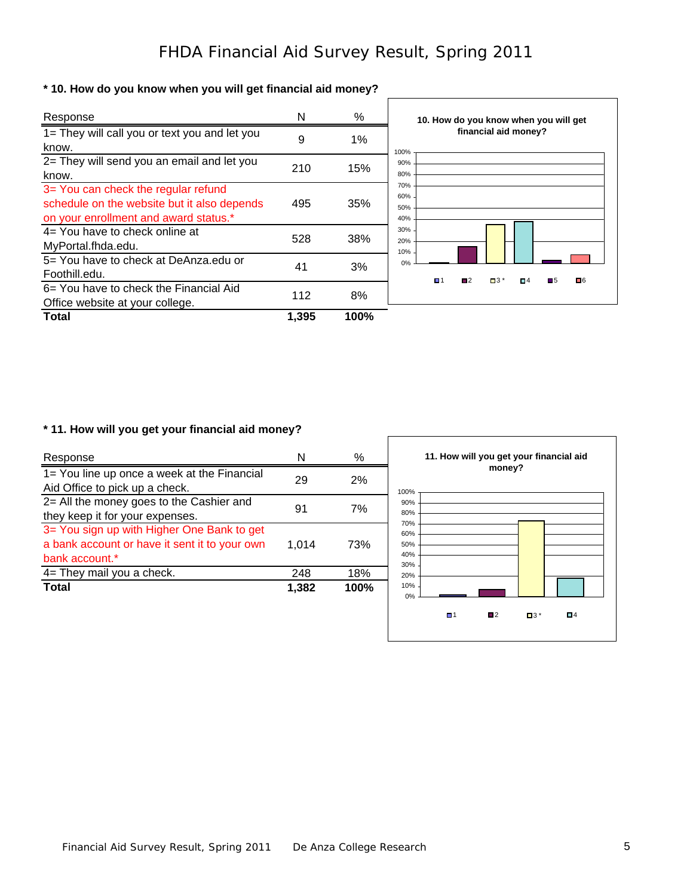# FHDA Financial Aid Survey Result, Spring 2011

**\* 10. How do you know when you will get financial aid money?**

| Response | N | % |
|---|---|---|
| 1= They will call you or text you and let you know. | 9 | 1% |
| 2= They will send you an email and let you know. | 210 | 15% |
| 3= You can check the regular refund schedule on the website but it also depends on your enrollment and award status.* | 495 | 35% |
| 4= You have to check online at MyPortal.fhda.edu. | 528 | 38% |
| 5= You have to check at DeAnza.edu or Foothill.edu. | 41 | 3% |
| 6= You have to check the Financial Aid Office website at your college. | 112 | 8% |
| **Total** | **1,395** | **100%** |

**\* 11. How will you get your financial aid money?**

| Response | N | % |
|---|---|---|
| 1= You line up once a week at the Financial Aid Office to pick up a check. | 29 | 2% |
| 2= All the money goes to the Cashier and they keep it for your expenses. | 91 | 7% |
| 3= You sign up with Higher One Bank to get a bank account or have it sent it to your own bank account.* | 1,014 | 73% |
| 4= They mail you a check. | 248 | 18% |
| **Total** | **1,382** | **100%** |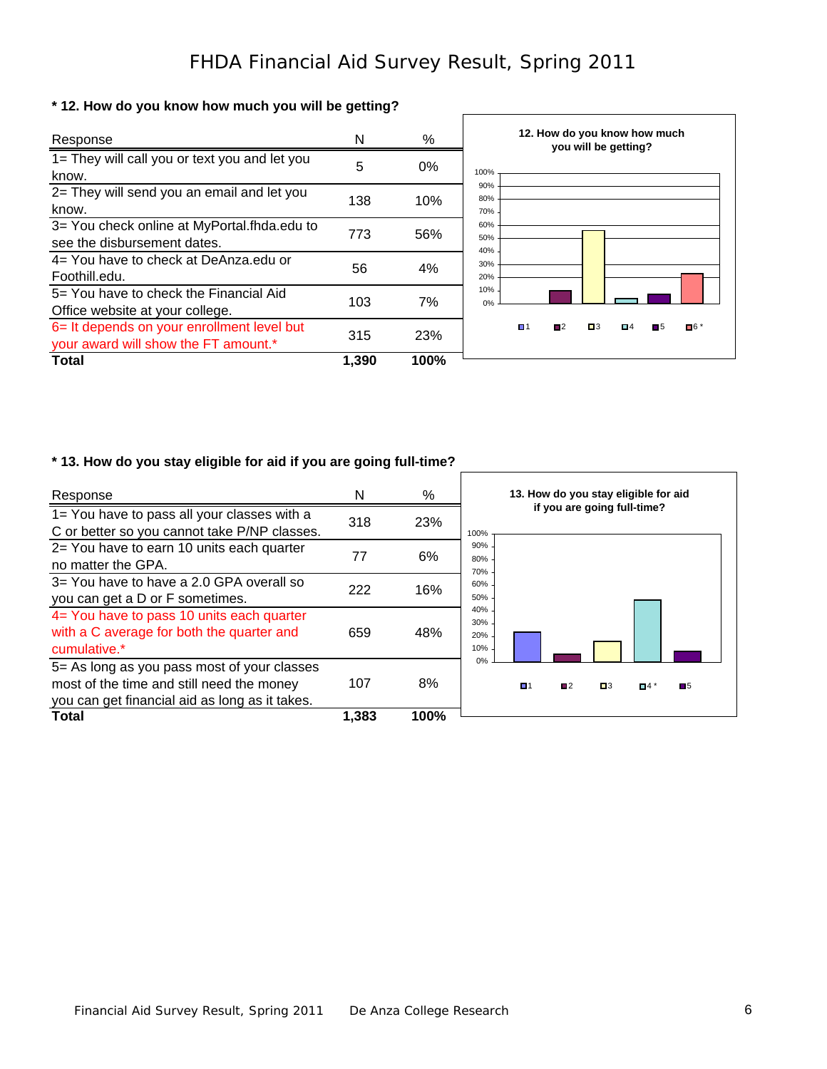# FHDA Financial Aid Survey Result, Spring 2011

**\* 12. How do you know how much you will be getting?**

| Response | N | % |
|---|---|---|
| 1= They will call you or text you and let you know. | 5 | 0% |
| 2= They will send you an email and let you know. | 138 | 10% |
| 3= You check online at MyPortal.fhda.edu to see the disbursement dates. | 773 | 56% |
| 4= You have to check at DeAnza.edu or Foothill.edu. | 56 | 4% |
| 5= You have to check the Financial Aid Office website at your college. | 103 | 7% |
| 6= It depends on your enrollment level but your award will show the FT amount.* | 315 | 23% |
| **Total** | **1,390** | **100%** |

**\* 13. How do you stay eligible for aid if you are going full-time?**

| Response | N | % |
|---|---|---|
| 1= You have to pass all your classes with a C or better so you cannot take P/NP classes. | 318 | 23% |
| 2= You have to earn 10 units each quarter no matter the GPA. | 77 | 6% |
| 3= You have to have a 2.0 GPA overall so you can get a D or F sometimes. | 222 | 16% |
| 4= You have to pass 10 units each quarter with a C average for both the quarter and cumulative.* | 659 | 48% |
| 5= As long as you pass most of your classes most of the time and still need the money you can get financial aid as long as it takes. | 107 | 8% |
| **Total** | **1,383** | **100%** |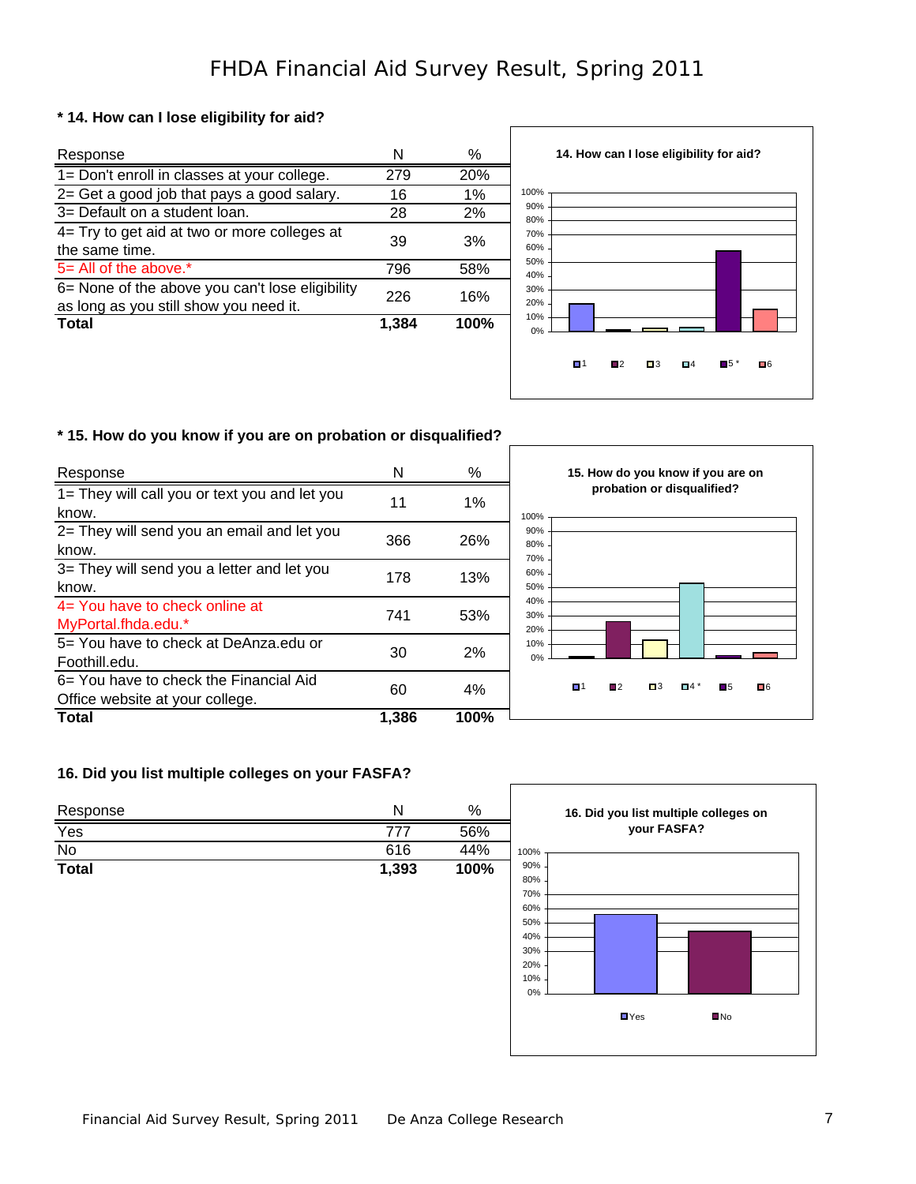# FHDA Financial Aid Survey Result, Spring 2011

### * 14. How can I lose eligibility for aid?

| Response | N | % |
|---|---|---|
| 1= Don't enroll in classes at your college. | 279 | 20% |
| 2= Get a good job that pays a good salary. | 16 | 1% |
| 3= Default on a student loan. | 28 | 2% |
| 4= Try to get aid at two or more colleges at the same time. | 39 | 3% |
| 5= All of the above.* | 796 | 58% |
| 6= None of the above you can't lose eligibility as long as you still show you need it. | 226 | 16% |
| **Total** | **1,384** | **100%** |

### * 15. How do you know if you are on probation or disqualified?

| Response | N | % |
|---|---|---|
| 1= They will call you or text you and let you know. | 11 | 1% |
| 2= They will send you an email and let you know. | 366 | 26% |
| 3= They will send you a letter and let you know. | 178 | 13% |
| 4= You have to check online at MyPortal.fhda.edu.* | 741 | 53% |
| 5= You have to check at DeAnza.edu or Foothill.edu. | 30 | 2% |
| 6= You have to check the Financial Aid Office website at your college. | 60 | 4% |
| **Total** | **1,386** | **100%** |

### 16. Did you list multiple colleges on your FASFA?

| Response | N | % |
|---|---|---|
| Yes | 777 | 56% |
| No | 616 | 44% |
| **Total** | **1,393** | **100%** |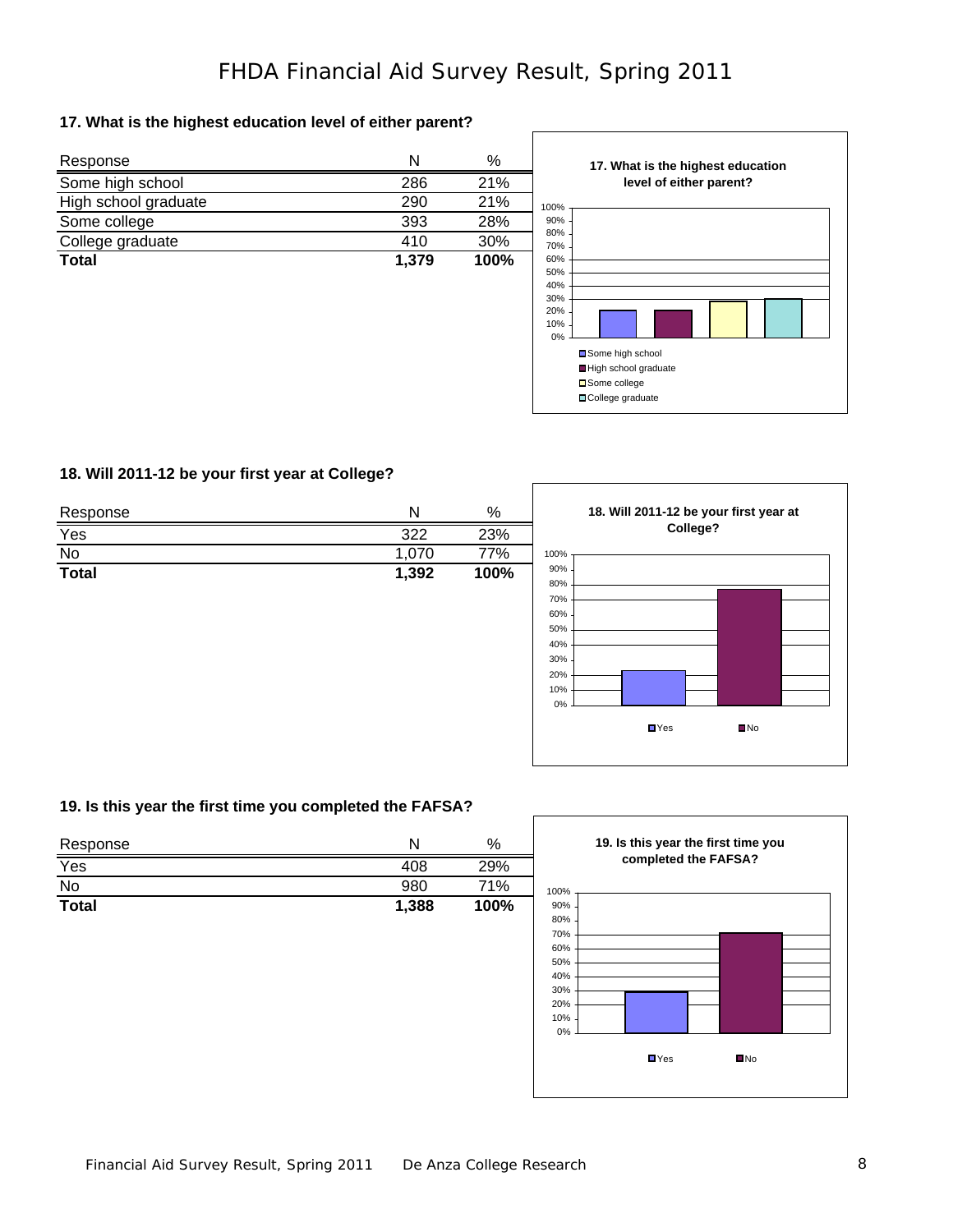# FHDA Financial Aid Survey Result, Spring 2011

### 17. What is the highest education level of either parent?

| Response | N | % |
|---|---|---|
| Some high school | 286 | 21% |
| High school graduate | 290 | 21% |
| Some college | 393 | 28% |
| College graduate | 410 | 30% |
| **Total** | **1,379** | **100%** |

### 18. Will 2011-12 be your first year at College?

| Response | N | % |
|---|---|---|
| Yes | 322 | 23% |
| No | 1,070 | 77% |
| **Total** | **1,392** | **100%** |

### 19. Is this year the first time you completed the FAFSA?

| Response | N | % |
|---|---|---|
| Yes | 408 | 29% |
| No | 980 | 71% |
| **Total** | **1,388** | **100%** |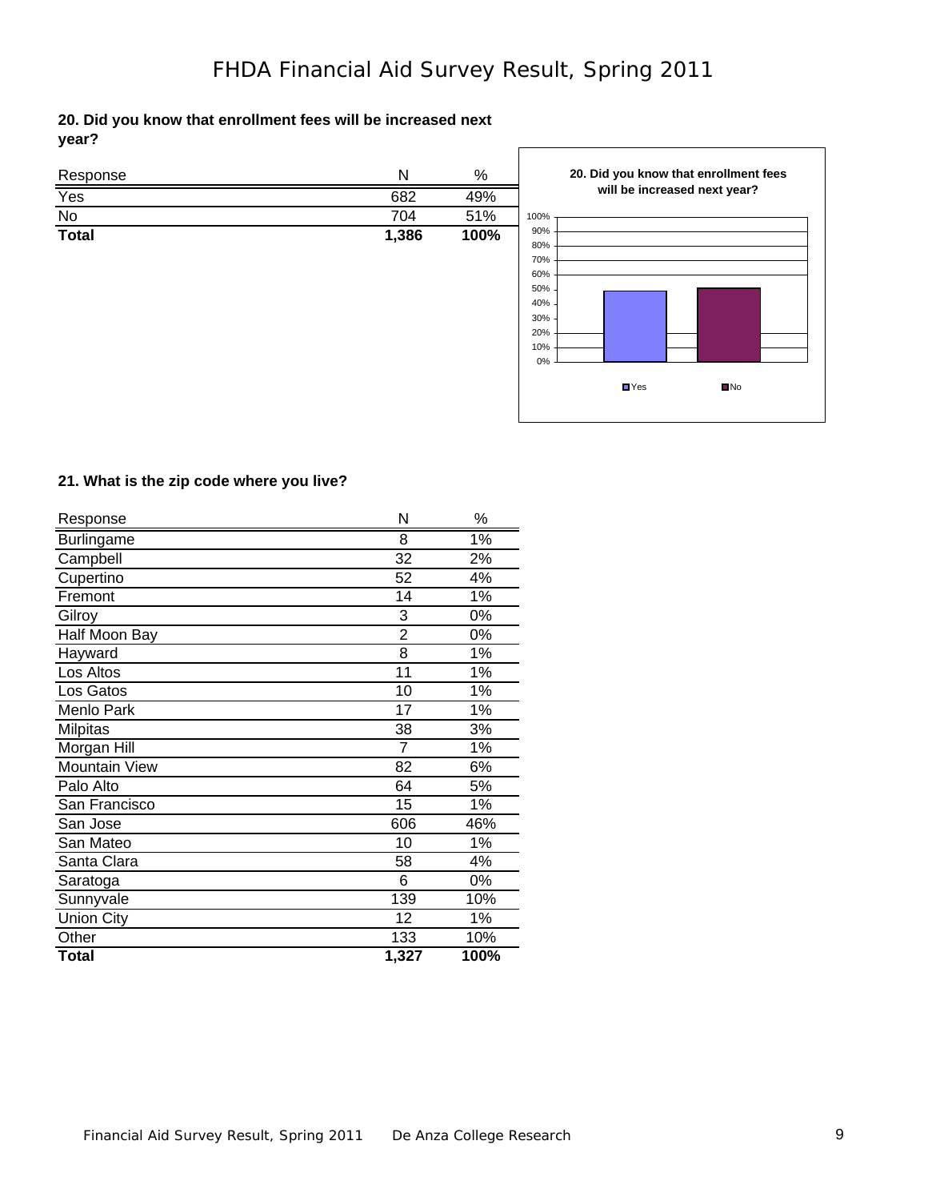# FHDA Financial Aid Survey Result, Spring 2011

**20. Did you know that enrollment fees will be increased next year?**

| Response | N | % |
|---|---|---|
| Yes | 682 | 49% |
| No | 704 | 51% |
| **Total** | **1,386** | **100%** |

**21. What is the zip code where you live?**

| Response | N | % |
|---|---|---|
| Burlingame | 8 | 1% |
| Campbell | 32 | 2% |
| Cupertino | 52 | 4% |
| Fremont | 14 | 1% |
| Gilroy | 3 | 0% |
| Half Moon Bay | 2 | 0% |
| Hayward | 8 | 1% |
| Los Altos | 11 | 1% |
| Los Gatos | 10 | 1% |
| Menlo Park | 17 | 1% |
| Milpitas | 38 | 3% |
| Morgan Hill | 7 | 1% |
| Mountain View | 82 | 6% |
| Palo Alto | 64 | 5% |
| San Francisco | 15 | 1% |
| San Jose | 606 | 46% |
| San Mateo | 10 | 1% |
| Santa Clara | 58 | 4% |
| Saratoga | 6 | 0% |
| Sunnyvale | 139 | 10% |
| Union City | 12 | 1% |
| Other | 133 | 10% |
| **Total** | **1,327** | **100%** |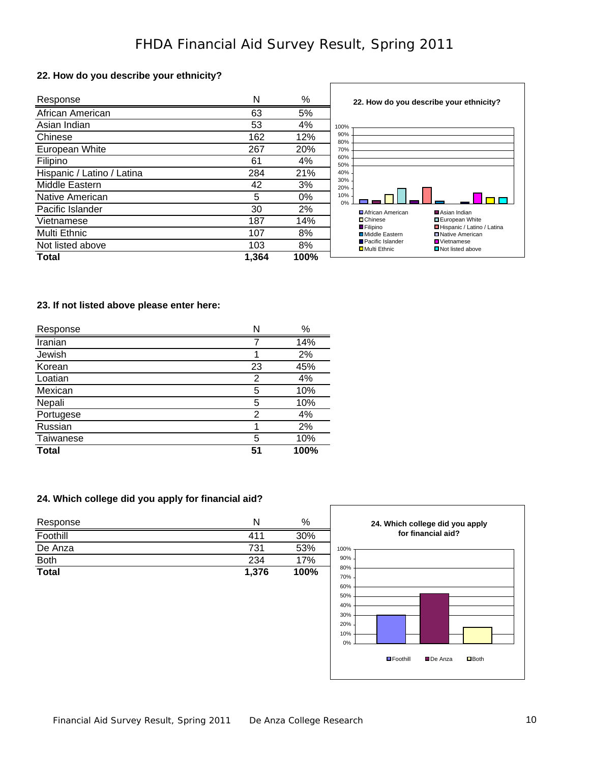# FHDA Financial Aid Survey Result, Spring 2011

### 22. How do you describe your ethnicity?

| Response | N | % |
|---|---|---|
| African American | 63 | 5% |
| Asian Indian | 53 | 4% |
| Chinese | 162 | 12% |
| European White | 267 | 20% |
| Filipino | 61 | 4% |
| Hispanic / Latino / Latina | 284 | 21% |
| Middle Eastern | 42 | 3% |
| Native American | 5 | 0% |
| Pacific Islander | 30 | 2% |
| Vietnamese | 187 | 14% |
| Multi Ethnic | 107 | 8% |
| Not listed above | 103 | 8% |
| **Total** | **1,364** | **100%** |

**22. How do you describe your ethnicity?**

100%
90%
80%
70%
60%
50%
40%
30%
20%
10%
0%

African American
Asian Indian
Chinese
European White
Filipino
Hispanic / Latino / Latina
Middle Eastern
Native American
Pacific Islander
Vietnamese
Multi Ethnic
Not listed above

### 23. If not listed above please enter here:

| Response | N | % |
|---|---|---|
| Iranian | 7 | 14% |
| Jewish | 1 | 2% |
| Korean | 23 | 45% |
| Loatian | 2 | 4% |
| Mexican | 5 | 10% |
| Nepali | 5 | 10% |
| Portugese | 2 | 4% |
| Russian | 1 | 2% |
| Taiwanese | 5 | 10% |
| **Total** | **51** | **100%** |

### 24. Which college did you apply for financial aid?

| Response | N | % |
|---|---|---|
| Foothill | 411 | 30% |
| De Anza | 731 | 53% |
| Both | 234 | 17% |
| **Total** | **1,376** | **100%** |

**24. Which college did you apply for financial aid?**

100%
90%
80%
70%
60%
50%
40%
30%
20%
10%
0%

Foothill
De Anza
Both